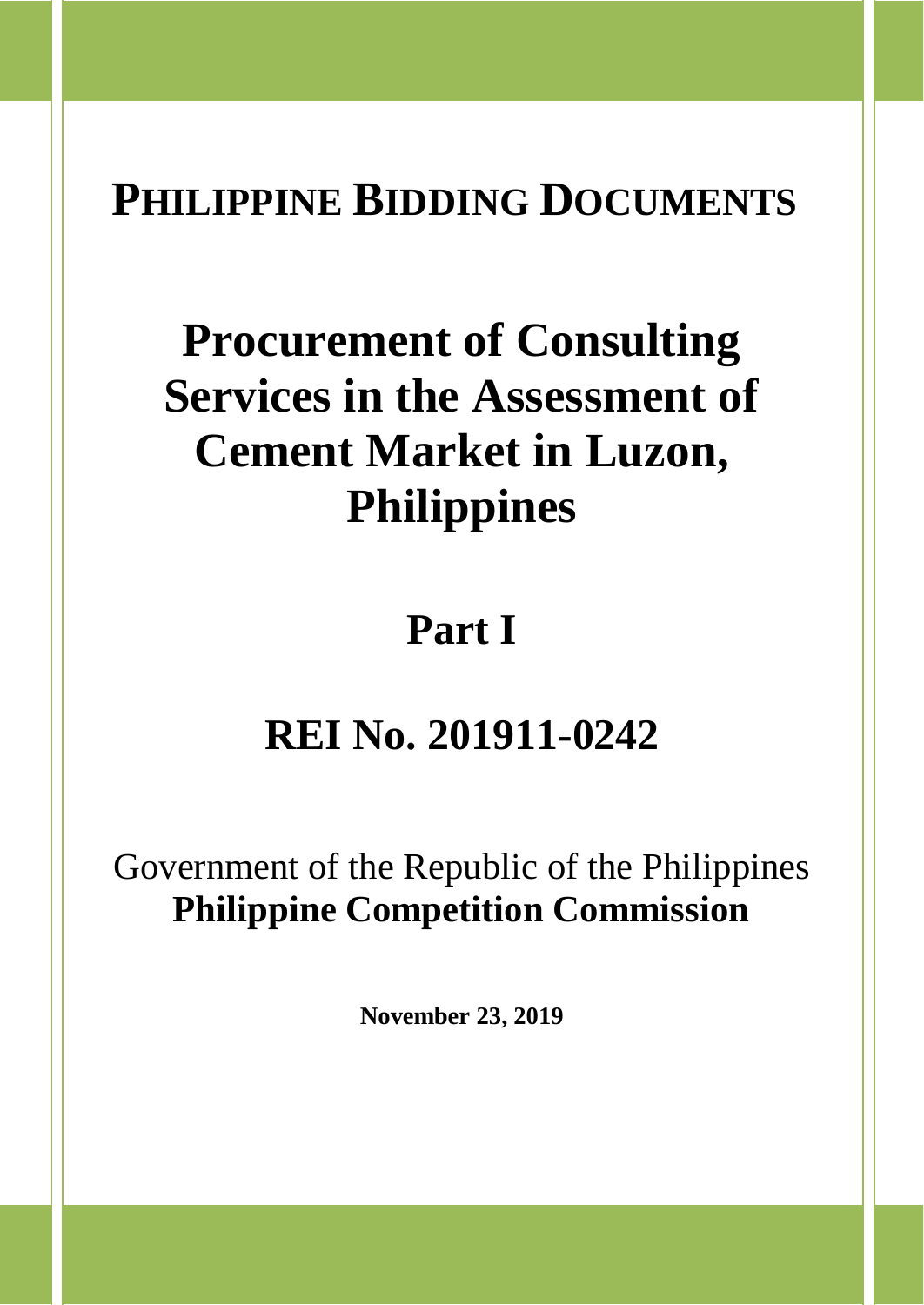# PHILIPPINE BIDDING DOCUMENTS

# Procurement of Consulting Services in the Assessment of Cement Market in Luzon, Philippines

# Part I

# REI No. 201911-0242

Government of the Republic of the Philippines
**Philippine Competition Commission**

**November 23, 2019**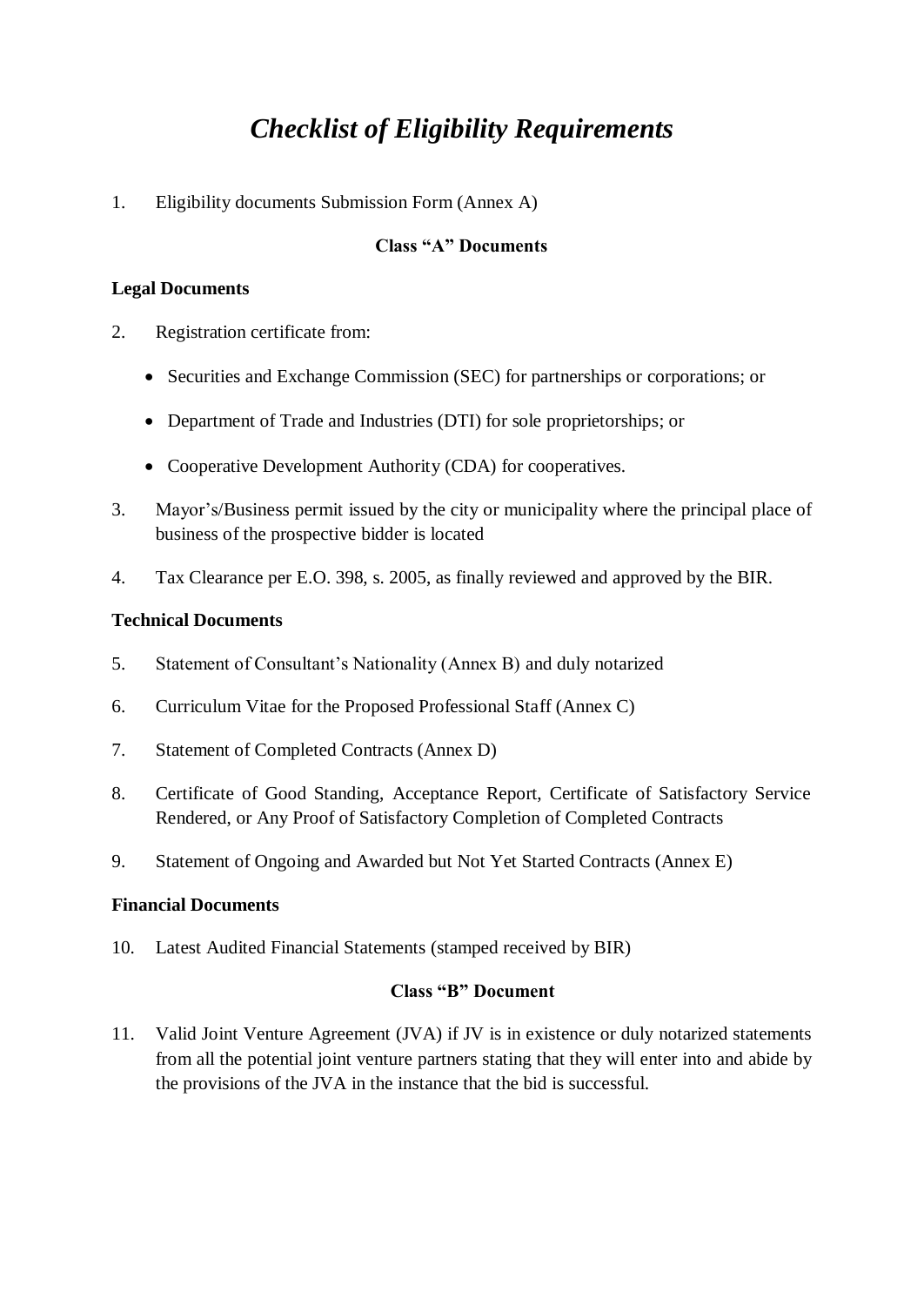# *Checklist of Eligibility Requirements*

1. Eligibility documents Submission Form (Annex A)

**Class "A" Documents**

**Legal Documents**

2. Registration certificate from:
   - Securities and Exchange Commission (SEC) for partnerships or corporations; or
   - Department of Trade and Industries (DTI) for sole proprietorships; or
   - Cooperative Development Authority (CDA) for cooperatives.
3. Mayor's/Business permit issued by the city or municipality where the principal place of business of the prospective bidder is located
4. Tax Clearance per E.O. 398, s. 2005, as finally reviewed and approved by the BIR.

**Technical Documents**

5. Statement of Consultant's Nationality (Annex B) and duly notarized
6. Curriculum Vitae for the Proposed Professional Staff (Annex C)
7. Statement of Completed Contracts (Annex D)
8. Certificate of Good Standing, Acceptance Report, Certificate of Satisfactory Service Rendered, or Any Proof of Satisfactory Completion of Completed Contracts
9. Statement of Ongoing and Awarded but Not Yet Started Contracts (Annex E)

**Financial Documents**

10. Latest Audited Financial Statements (stamped received by BIR)

**Class "B" Document**

11. Valid Joint Venture Agreement (JVA) if JV is in existence or duly notarized statements from all the potential joint venture partners stating that they will enter into and abide by the provisions of the JVA in the instance that the bid is successful.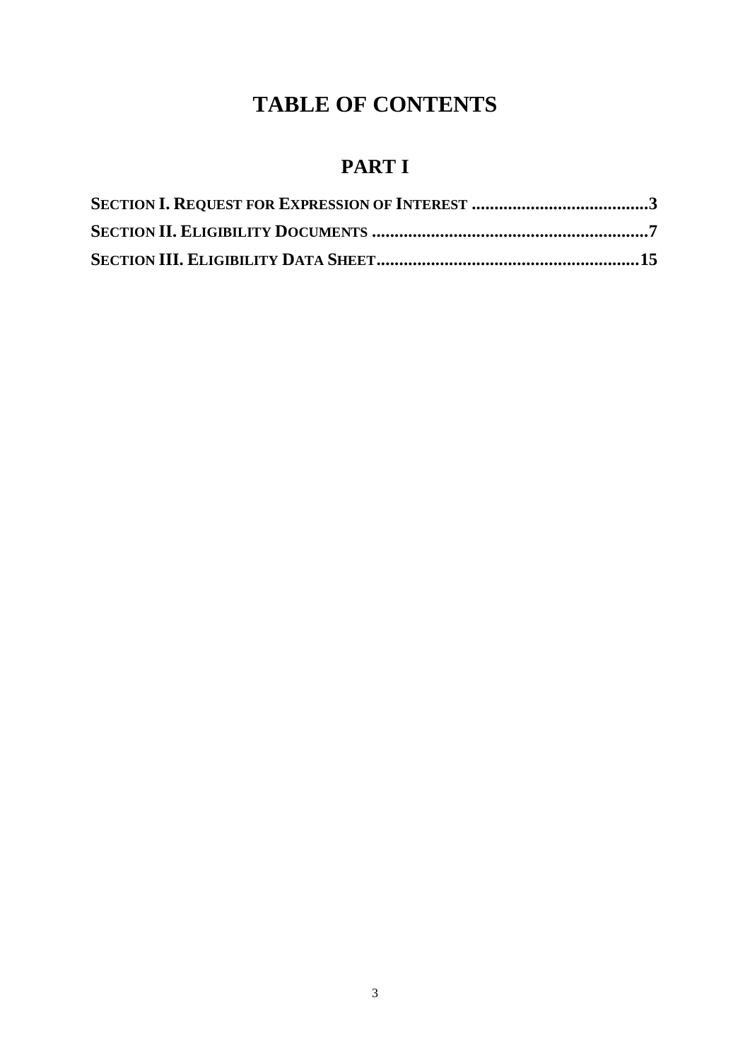# TABLE OF CONTENTS

## PART I

**SECTION I. REQUEST FOR EXPRESSION OF INTEREST .......................................3**

**SECTION II. ELIGIBILITY DOCUMENTS .............................................................7**

**SECTION III. ELIGIBILITY DATA SHEET..........................................................15**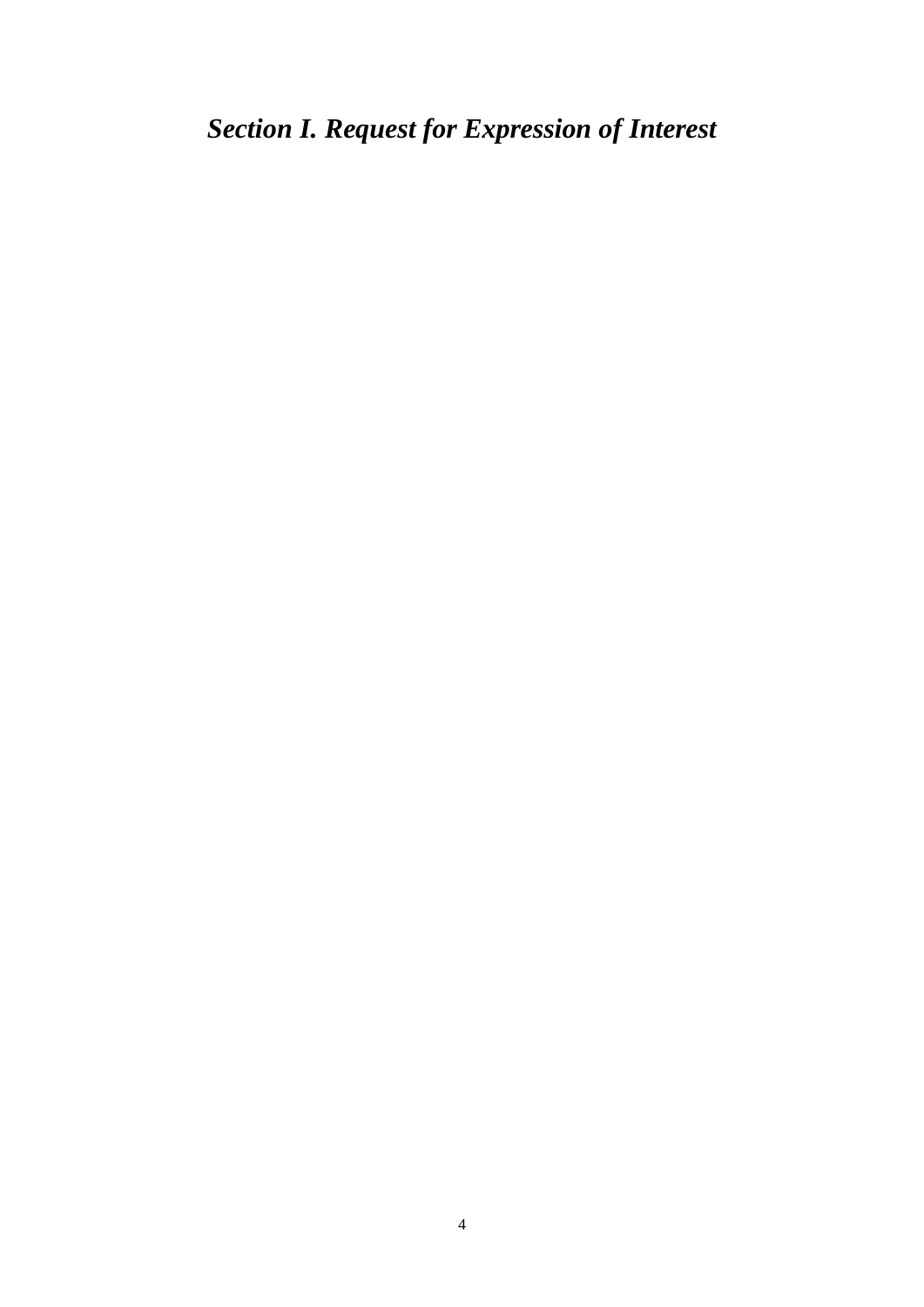# ***Section I. Request for Expression of Interest***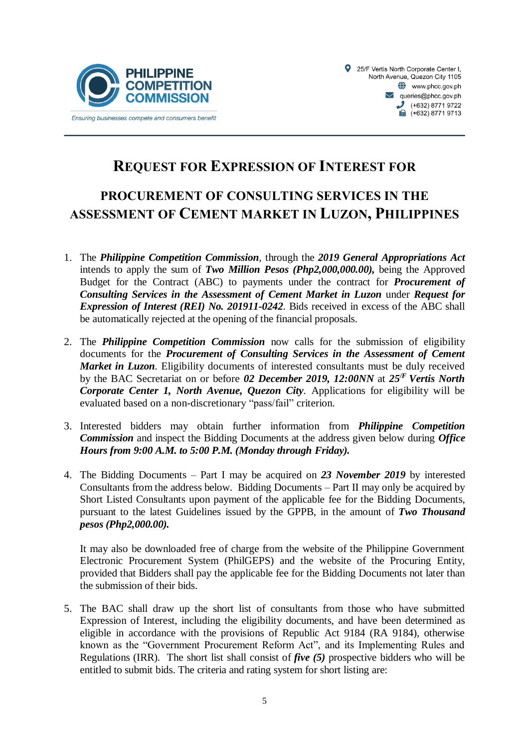PHILIPPINE COMPETITION COMMISSION

*Ensuring businesses compete and consumers benefit*

25/F Vertis North Corporate Center I, North Avenue, Quezon City 1105
www.phcc.gov.ph
queries@phcc.gov.ph
(+632) 8771 9722
(+632) 8771 9713

# REQUEST FOR EXPRESSION OF INTEREST FOR

## PROCUREMENT OF CONSULTING SERVICES IN THE ASSESSMENT OF CEMENT MARKET IN LUZON, PHILIPPINES

1. The ***Philippine Competition Commission***, through the ***2019 General Appropriations Act*** intends to apply the sum of ***Two Million Pesos (Php2,000,000.00),*** being the Approved Budget for the Contract (ABC) to payments under the contract for ***Procurement of Consulting Services in the Assessment of Cement Market in Luzon*** under ***Request for Expression of Interest (REI) No. 201911-0242***. Bids received in excess of the ABC shall be automatically rejected at the opening of the financial proposals.

2. The ***Philippine Competition Commission*** now calls for the submission of eligibility documents for the ***Procurement of Consulting Services in the Assessment of Cement Market in Luzon***. Eligibility documents of interested consultants must be duly received by the BAC Secretariat on or before ***02 December 2019, 12:00NN*** at ***25/F Vertis North Corporate Center 1, North Avenue, Quezon City***. Applications for eligibility will be evaluated based on a non-discretionary "pass/fail" criterion.

3. Interested bidders may obtain further information from ***Philippine Competition Commission*** and inspect the Bidding Documents at the address given below during ***Office Hours from 9:00 A.M. to 5:00 P.M. (Monday through Friday).***

4. The Bidding Documents – Part I may be acquired on ***23 November 2019*** by interested Consultants from the address below. Bidding Documents – Part II may only be acquired by Short Listed Consultants upon payment of the applicable fee for the Bidding Documents, pursuant to the latest Guidelines issued by the GPPB, in the amount of ***Two Thousand pesos (Php2,000.00).***

   It may also be downloaded free of charge from the website of the Philippine Government Electronic Procurement System (PhilGEPS) and the website of the Procuring Entity, provided that Bidders shall pay the applicable fee for the Bidding Documents not later than the submission of their bids.

5. The BAC shall draw up the short list of consultants from those who have submitted Expression of Interest, including the eligibility documents, and have been determined as eligible in accordance with the provisions of Republic Act 9184 (RA 9184), otherwise known as the "Government Procurement Reform Act", and its Implementing Rules and Regulations (IRR). The short list shall consist of ***five (5)*** prospective bidders who will be entitled to submit bids. The criteria and rating system for short listing are: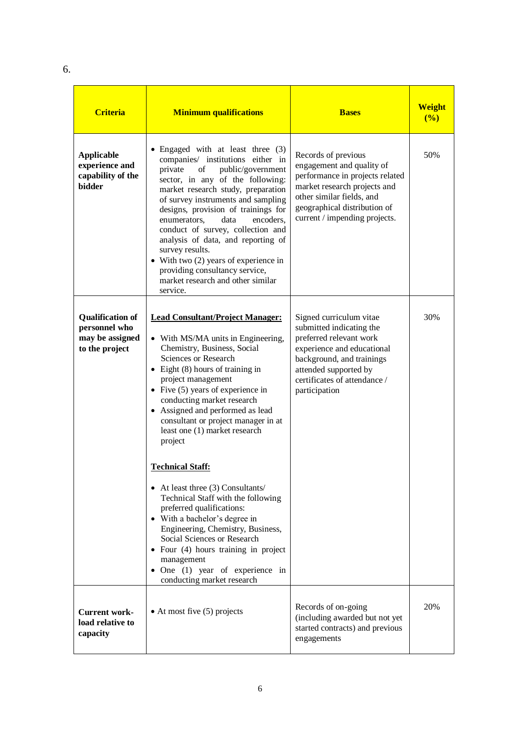6.

| Criteria | Minimum qualifications | Bases | Weight (%) |
|---|---|---|---|
| **Applicable experience and capability of the bidder** | • Engaged with at least three (3) companies/ institutions either in private of public/government sector, in any of the following: market research study, preparation of survey instruments and sampling designs, provision of trainings for enumerators, data encoders, conduct of survey, collection and analysis of data, and reporting of survey results.<br>• With two (2) years of experience in providing consultancy service, market research and other similar service. | Records of previous engagement and quality of performance in projects related market research projects and other similar fields, and geographical distribution of current / impending projects. | 50% |
| **Qualification of personnel who may be assigned to the project** | **<u>Lead Consultant/Project Manager:</u>**<br>• With MS/MA units in Engineering, Chemistry, Business, Social Sciences or Research<br>• Eight (8) hours of training in project management<br>• Five (5) years of experience in conducting market research<br>• Assigned and performed as lead consultant or project manager in at least one (1) market research project<br><br>**<u>Technical Staff:</u>**<br>• At least three (3) Consultants/ Technical Staff with the following preferred qualifications:<br>• With a bachelor's degree in Engineering, Chemistry, Business, Social Sciences or Research<br>• Four (4) hours training in project management<br>• One (1) year of experience in conducting market research | Signed curriculum vitae submitted indicating the preferred relevant work experience and educational background, and trainings attended supported by certificates of attendance / participation | 30% |
| **Current work-load relative to capacity** | • At most five (5) projects | Records of on-going (including awarded but not yet started contracts) and previous engagements | 20% |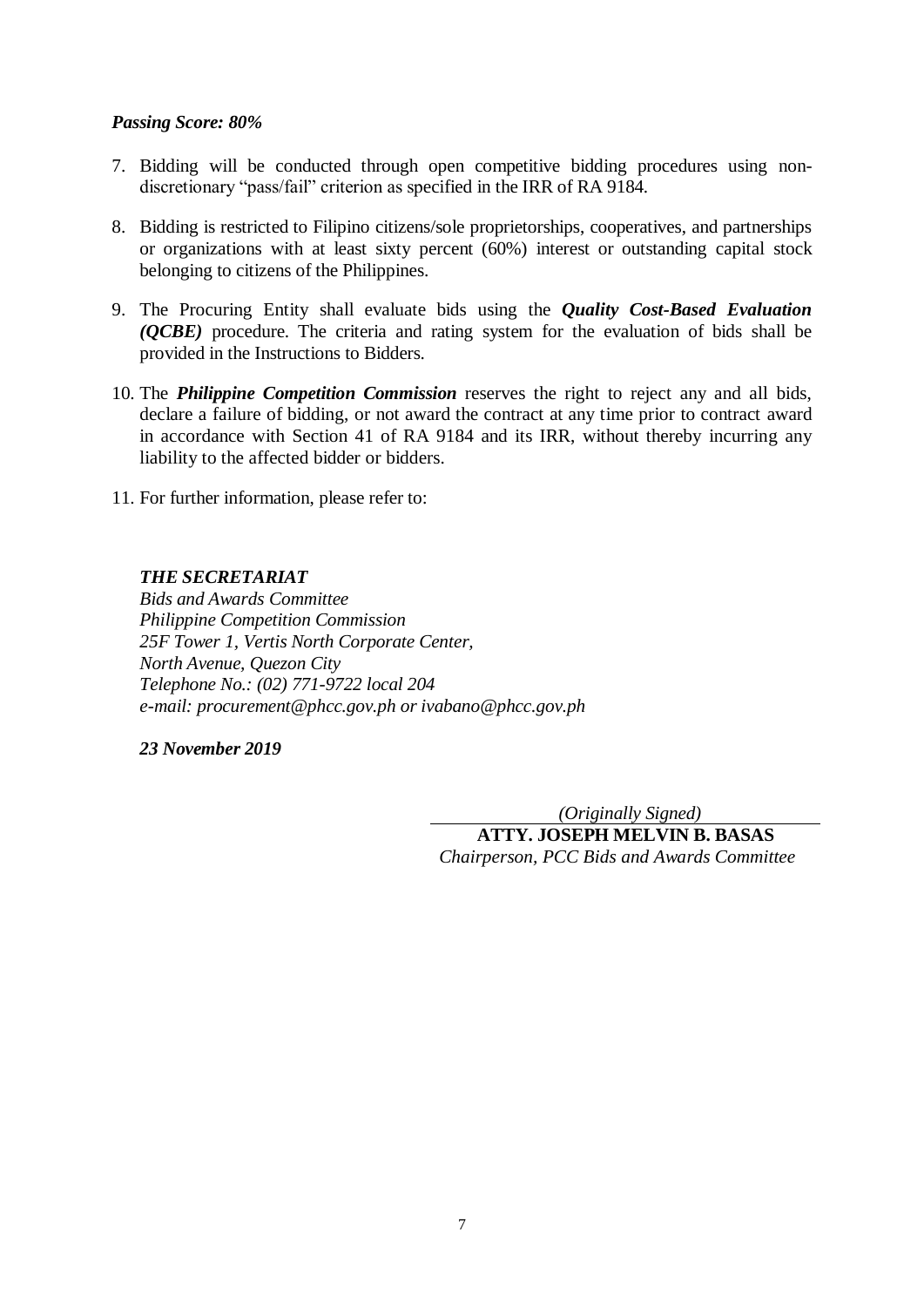***Passing Score: 80%***

7. Bidding will be conducted through open competitive bidding procedures using non-discretionary "pass/fail" criterion as specified in the IRR of RA 9184.

8. Bidding is restricted to Filipino citizens/sole proprietorships, cooperatives, and partnerships or organizations with at least sixty percent (60%) interest or outstanding capital stock belonging to citizens of the Philippines.

9. The Procuring Entity shall evaluate bids using the ***Quality Cost-Based Evaluation (QCBE)*** procedure. The criteria and rating system for the evaluation of bids shall be provided in the Instructions to Bidders.

10. The ***Philippine Competition Commission*** reserves the right to reject any and all bids, declare a failure of bidding, or not award the contract at any time prior to contract award in accordance with Section 41 of RA 9184 and its IRR, without thereby incurring any liability to the affected bidder or bidders.

11. For further information, please refer to:

***THE SECRETARIAT***
*Bids and Awards Committee*
*Philippine Competition Commission*
*25F Tower 1, Vertis North Corporate Center,*
*North Avenue, Quezon City*
*Telephone No.: (02) 771-9722 local 204*
*e-mail: procurement@phcc.gov.ph or ivabano@phcc.gov.ph*

***23 November 2019***

*(Originally Signed)*
**ATTY. JOSEPH MELVIN B. BASAS**
*Chairperson, PCC Bids and Awards Committee*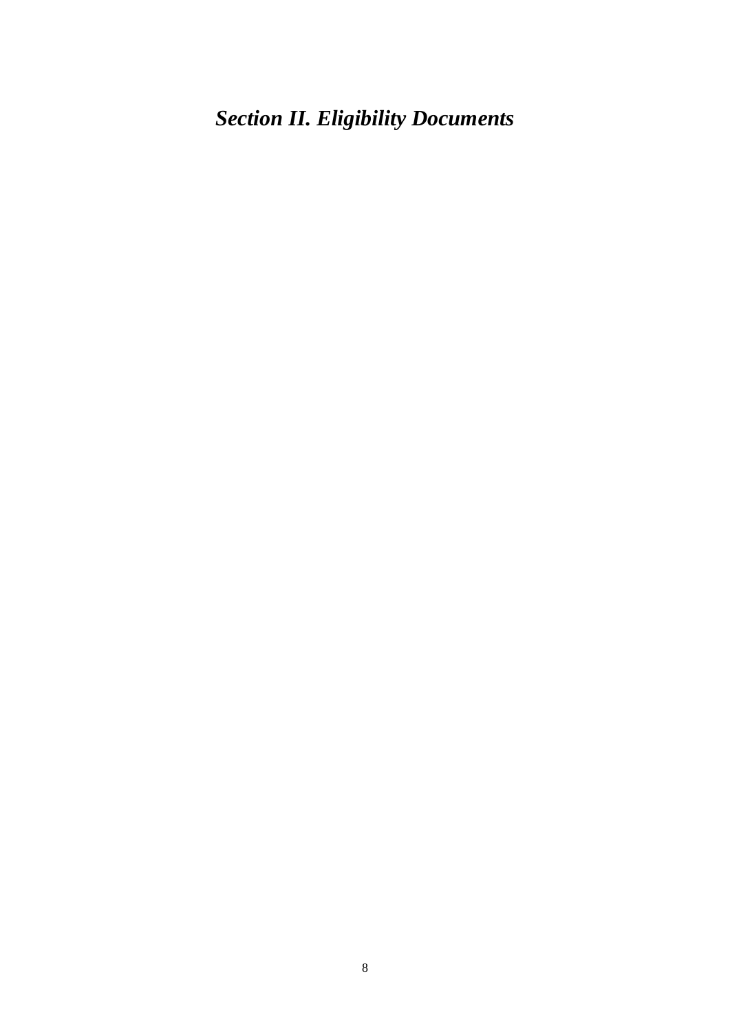# *Section II. Eligibility Documents*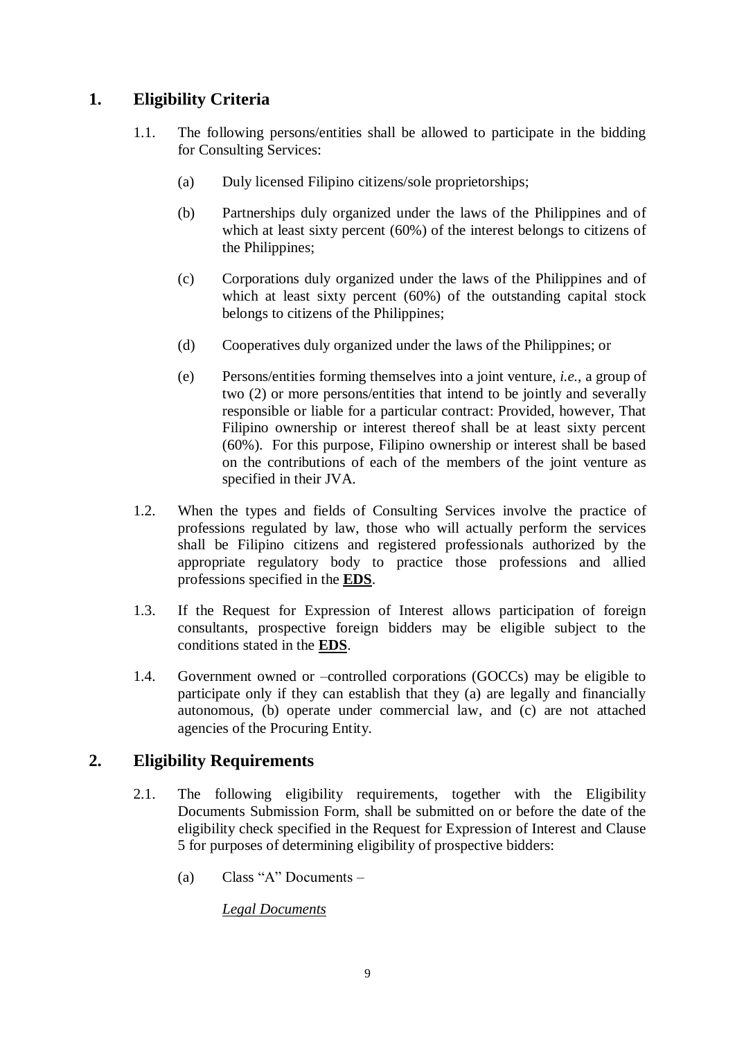## 1. Eligibility Criteria

1.1. The following persons/entities shall be allowed to participate in the bidding for Consulting Services:

(a) Duly licensed Filipino citizens/sole proprietorships;

(b) Partnerships duly organized under the laws of the Philippines and of which at least sixty percent (60%) of the interest belongs to citizens of the Philippines;

(c) Corporations duly organized under the laws of the Philippines and of which at least sixty percent (60%) of the outstanding capital stock belongs to citizens of the Philippines;

(d) Cooperatives duly organized under the laws of the Philippines; or

(e) Persons/entities forming themselves into a joint venture, *i.e.*, a group of two (2) or more persons/entities that intend to be jointly and severally responsible or liable for a particular contract: Provided, however, That Filipino ownership or interest thereof shall be at least sixty percent (60%). For this purpose, Filipino ownership or interest shall be based on the contributions of each of the members of the joint venture as specified in their JVA.

1.2. When the types and fields of Consulting Services involve the practice of professions regulated by law, those who will actually perform the services shall be Filipino citizens and registered professionals authorized by the appropriate regulatory body to practice those professions and allied professions specified in the **EDS**.

1.3. If the Request for Expression of Interest allows participation of foreign consultants, prospective foreign bidders may be eligible subject to the conditions stated in the **EDS**.

1.4. Government owned or –controlled corporations (GOCCs) may be eligible to participate only if they can establish that they (a) are legally and financially autonomous, (b) operate under commercial law, and (c) are not attached agencies of the Procuring Entity.

## 2. Eligibility Requirements

2.1. The following eligibility requirements, together with the Eligibility Documents Submission Form, shall be submitted on or before the date of the eligibility check specified in the Request for Expression of Interest and Clause 5 for purposes of determining eligibility of prospective bidders:

(a) Class "A" Documents –

*Legal Documents*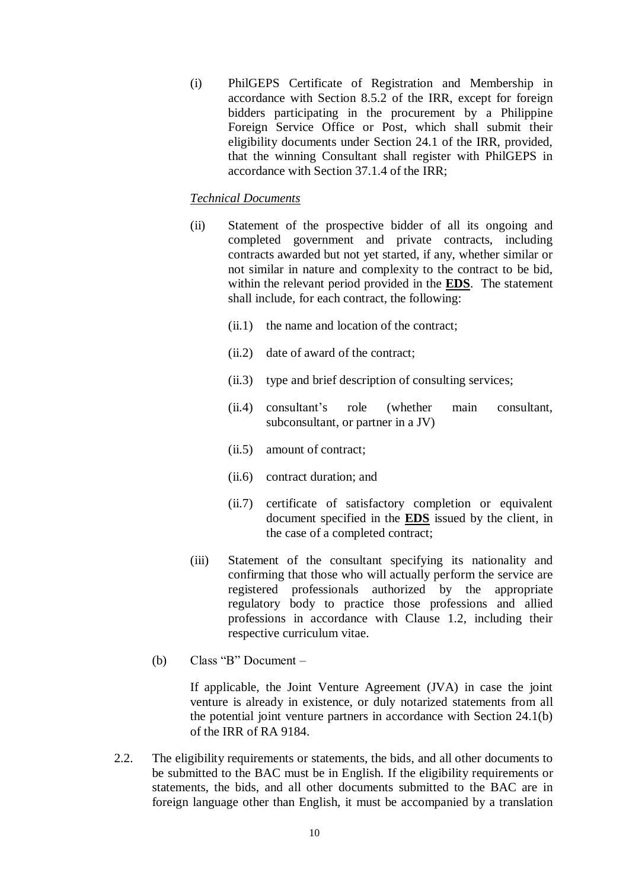(i) PhilGEPS Certificate of Registration and Membership in accordance with Section 8.5.2 of the IRR, except for foreign bidders participating in the procurement by a Philippine Foreign Service Office or Post, which shall submit their eligibility documents under Section 24.1 of the IRR, provided, that the winning Consultant shall register with PhilGEPS in accordance with Section 37.1.4 of the IRR;

*Technical Documents*

(ii) Statement of the prospective bidder of all its ongoing and completed government and private contracts, including contracts awarded but not yet started, if any, whether similar or not similar in nature and complexity to the contract to be bid, within the relevant period provided in the **EDS**. The statement shall include, for each contract, the following:

(ii.1) the name and location of the contract;

(ii.2) date of award of the contract;

(ii.3) type and brief description of consulting services;

(ii.4) consultant's role (whether main consultant, subconsultant, or partner in a JV)

(ii.5) amount of contract;

(ii.6) contract duration; and

(ii.7) certificate of satisfactory completion or equivalent document specified in the **EDS** issued by the client, in the case of a completed contract;

(iii) Statement of the consultant specifying its nationality and confirming that those who will actually perform the service are registered professionals authorized by the appropriate regulatory body to practice those professions and allied professions in accordance with Clause 1.2, including their respective curriculum vitae.

(b) Class "B" Document –

If applicable, the Joint Venture Agreement (JVA) in case the joint venture is already in existence, or duly notarized statements from all the potential joint venture partners in accordance with Section 24.1(b) of the IRR of RA 9184.

2.2. The eligibility requirements or statements, the bids, and all other documents to be submitted to the BAC must be in English. If the eligibility requirements or statements, the bids, and all other documents submitted to the BAC are in foreign language other than English, it must be accompanied by a translation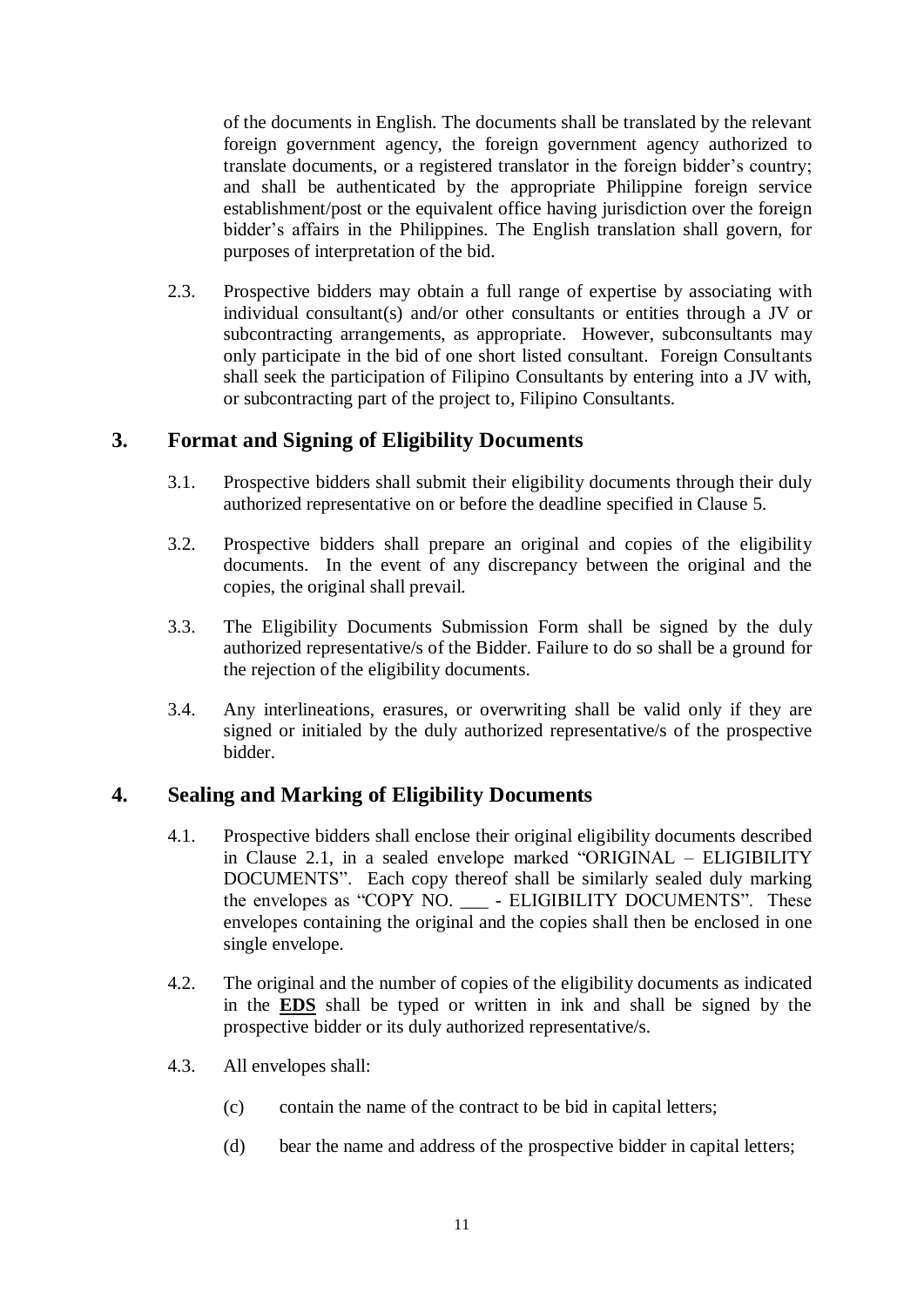of the documents in English. The documents shall be translated by the relevant foreign government agency, the foreign government agency authorized to translate documents, or a registered translator in the foreign bidder's country; and shall be authenticated by the appropriate Philippine foreign service establishment/post or the equivalent office having jurisdiction over the foreign bidder's affairs in the Philippines. The English translation shall govern, for purposes of interpretation of the bid.

2.3. Prospective bidders may obtain a full range of expertise by associating with individual consultant(s) and/or other consultants or entities through a JV or subcontracting arrangements, as appropriate. However, subconsultants may only participate in the bid of one short listed consultant. Foreign Consultants shall seek the participation of Filipino Consultants by entering into a JV with, or subcontracting part of the project to, Filipino Consultants.

## 3. Format and Signing of Eligibility Documents

3.1. Prospective bidders shall submit their eligibility documents through their duly authorized representative on or before the deadline specified in Clause 5.

3.2. Prospective bidders shall prepare an original and copies of the eligibility documents. In the event of any discrepancy between the original and the copies, the original shall prevail.

3.3. The Eligibility Documents Submission Form shall be signed by the duly authorized representative/s of the Bidder. Failure to do so shall be a ground for the rejection of the eligibility documents.

3.4. Any interlineations, erasures, or overwriting shall be valid only if they are signed or initialed by the duly authorized representative/s of the prospective bidder.

## 4. Sealing and Marking of Eligibility Documents

4.1. Prospective bidders shall enclose their original eligibility documents described in Clause 2.1, in a sealed envelope marked "ORIGINAL – ELIGIBILITY DOCUMENTS". Each copy thereof shall be similarly sealed duly marking the envelopes as "COPY NO. ___ - ELIGIBILITY DOCUMENTS". These envelopes containing the original and the copies shall then be enclosed in one single envelope.

4.2. The original and the number of copies of the eligibility documents as indicated in the **EDS** shall be typed or written in ink and shall be signed by the prospective bidder or its duly authorized representative/s.

4.3. All envelopes shall:

(c) contain the name of the contract to be bid in capital letters;

(d) bear the name and address of the prospective bidder in capital letters;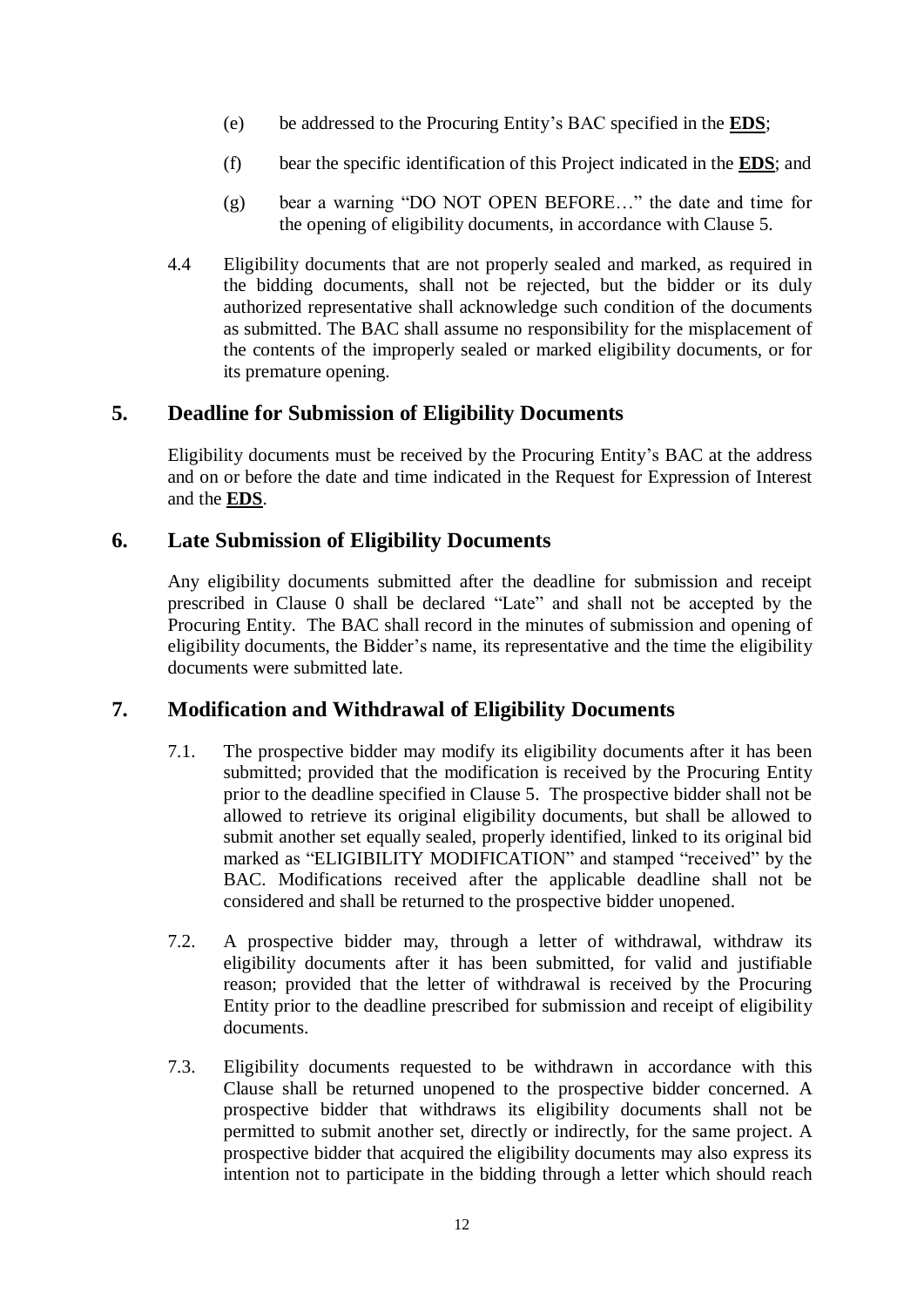(e) be addressed to the Procuring Entity's BAC specified in the **EDS**;

(f) bear the specific identification of this Project indicated in the **EDS**; and

(g) bear a warning "DO NOT OPEN BEFORE…" the date and time for the opening of eligibility documents, in accordance with Clause 5.

4.4 Eligibility documents that are not properly sealed and marked, as required in the bidding documents, shall not be rejected, but the bidder or its duly authorized representative shall acknowledge such condition of the documents as submitted. The BAC shall assume no responsibility for the misplacement of the contents of the improperly sealed or marked eligibility documents, or for its premature opening.

## 5. Deadline for Submission of Eligibility Documents

Eligibility documents must be received by the Procuring Entity's BAC at the address and on or before the date and time indicated in the Request for Expression of Interest and the **EDS**.

## 6. Late Submission of Eligibility Documents

Any eligibility documents submitted after the deadline for submission and receipt prescribed in Clause 0 shall be declared "Late" and shall not be accepted by the Procuring Entity. The BAC shall record in the minutes of submission and opening of eligibility documents, the Bidder's name, its representative and the time the eligibility documents were submitted late.

## 7. Modification and Withdrawal of Eligibility Documents

7.1. The prospective bidder may modify its eligibility documents after it has been submitted; provided that the modification is received by the Procuring Entity prior to the deadline specified in Clause 5. The prospective bidder shall not be allowed to retrieve its original eligibility documents, but shall be allowed to submit another set equally sealed, properly identified, linked to its original bid marked as "ELIGIBILITY MODIFICATION" and stamped "received" by the BAC. Modifications received after the applicable deadline shall not be considered and shall be returned to the prospective bidder unopened.

7.2. A prospective bidder may, through a letter of withdrawal, withdraw its eligibility documents after it has been submitted, for valid and justifiable reason; provided that the letter of withdrawal is received by the Procuring Entity prior to the deadline prescribed for submission and receipt of eligibility documents.

7.3. Eligibility documents requested to be withdrawn in accordance with this Clause shall be returned unopened to the prospective bidder concerned. A prospective bidder that withdraws its eligibility documents shall not be permitted to submit another set, directly or indirectly, for the same project. A prospective bidder that acquired the eligibility documents may also express its intention not to participate in the bidding through a letter which should reach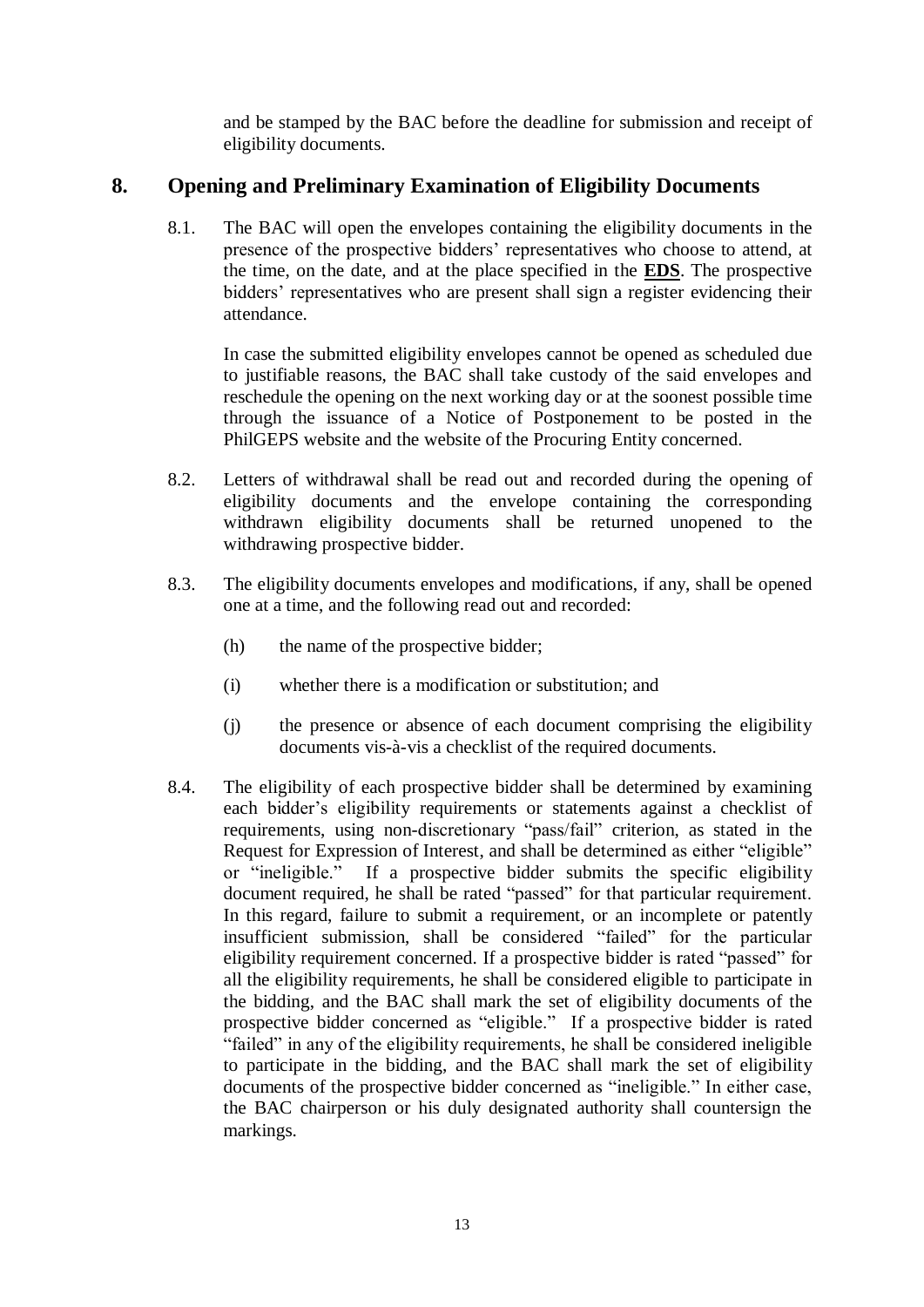and be stamped by the BAC before the deadline for submission and receipt of eligibility documents.

## 8. Opening and Preliminary Examination of Eligibility Documents

8.1. The BAC will open the envelopes containing the eligibility documents in the presence of the prospective bidders' representatives who choose to attend, at the time, on the date, and at the place specified in the **EDS**. The prospective bidders' representatives who are present shall sign a register evidencing their attendance.

In case the submitted eligibility envelopes cannot be opened as scheduled due to justifiable reasons, the BAC shall take custody of the said envelopes and reschedule the opening on the next working day or at the soonest possible time through the issuance of a Notice of Postponement to be posted in the PhilGEPS website and the website of the Procuring Entity concerned.

8.2. Letters of withdrawal shall be read out and recorded during the opening of eligibility documents and the envelope containing the corresponding withdrawn eligibility documents shall be returned unopened to the withdrawing prospective bidder.

8.3. The eligibility documents envelopes and modifications, if any, shall be opened one at a time, and the following read out and recorded:

(h) the name of the prospective bidder;

(i) whether there is a modification or substitution; and

(j) the presence or absence of each document comprising the eligibility documents vis-à-vis a checklist of the required documents.

8.4. The eligibility of each prospective bidder shall be determined by examining each bidder's eligibility requirements or statements against a checklist of requirements, using non-discretionary "pass/fail" criterion, as stated in the Request for Expression of Interest, and shall be determined as either "eligible" or "ineligible." If a prospective bidder submits the specific eligibility document required, he shall be rated "passed" for that particular requirement. In this regard, failure to submit a requirement, or an incomplete or patently insufficient submission, shall be considered "failed" for the particular eligibility requirement concerned. If a prospective bidder is rated "passed" for all the eligibility requirements, he shall be considered eligible to participate in the bidding, and the BAC shall mark the set of eligibility documents of the prospective bidder concerned as "eligible." If a prospective bidder is rated "failed" in any of the eligibility requirements, he shall be considered ineligible to participate in the bidding, and the BAC shall mark the set of eligibility documents of the prospective bidder concerned as "ineligible." In either case, the BAC chairperson or his duly designated authority shall countersign the markings.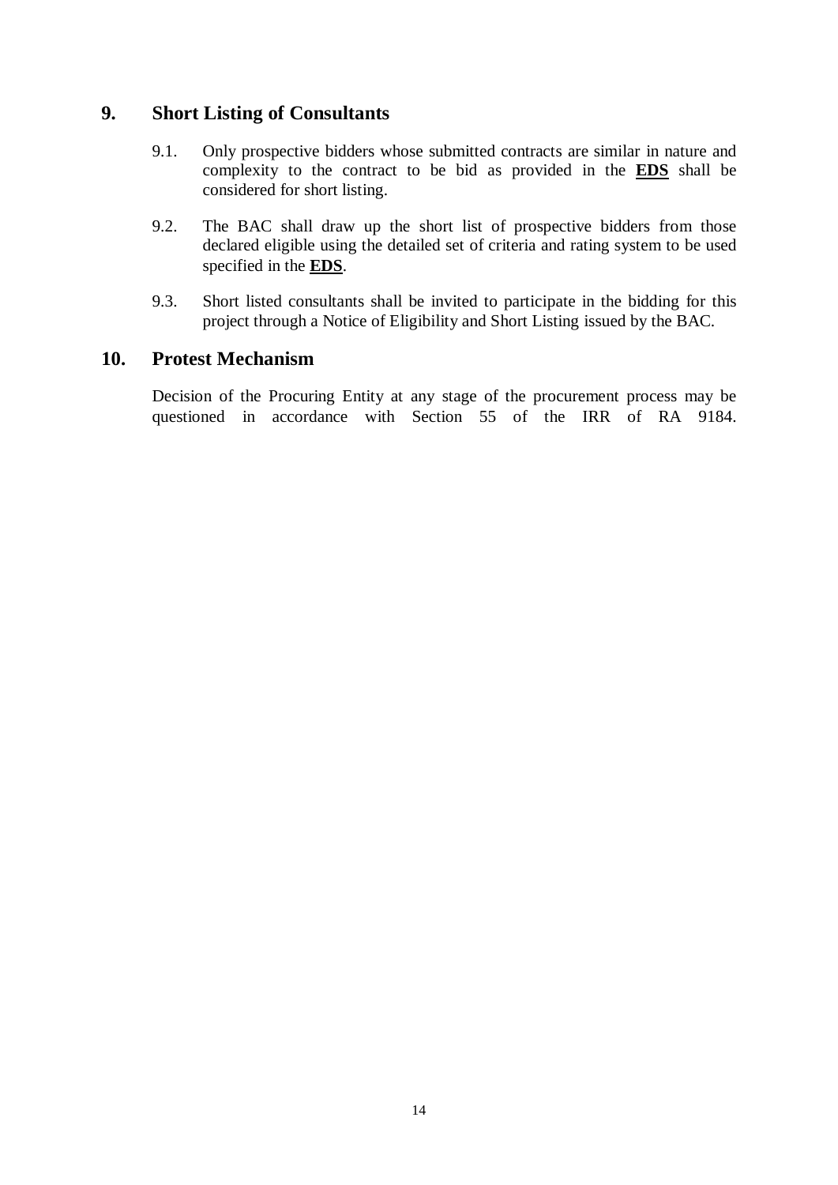## 9. Short Listing of Consultants

9.1. Only prospective bidders whose submitted contracts are similar in nature and complexity to the contract to be bid as provided in the **EDS** shall be considered for short listing.

9.2. The BAC shall draw up the short list of prospective bidders from those declared eligible using the detailed set of criteria and rating system to be used specified in the **EDS**.

9.3. Short listed consultants shall be invited to participate in the bidding for this project through a Notice of Eligibility and Short Listing issued by the BAC.

## 10. Protest Mechanism

Decision of the Procuring Entity at any stage of the procurement process may be questioned in accordance with Section 55 of the IRR of RA 9184.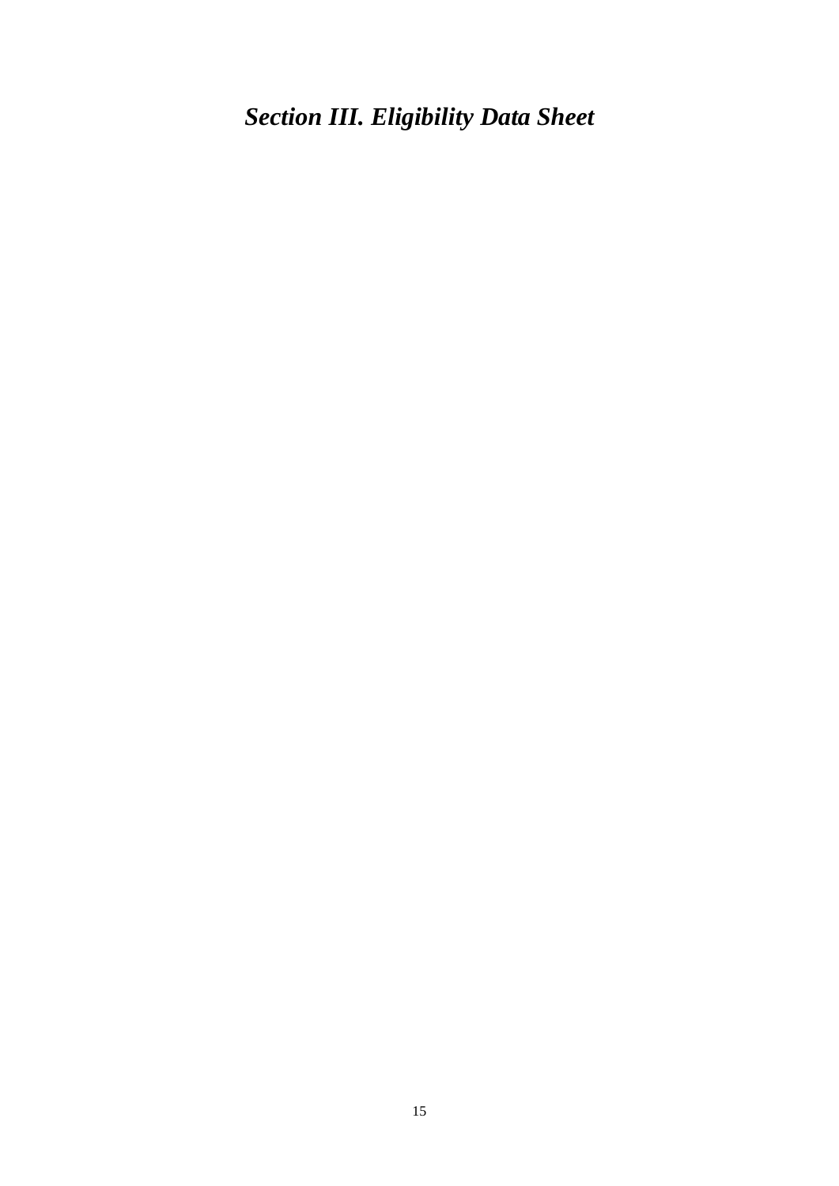# *Section III. Eligibility Data Sheet*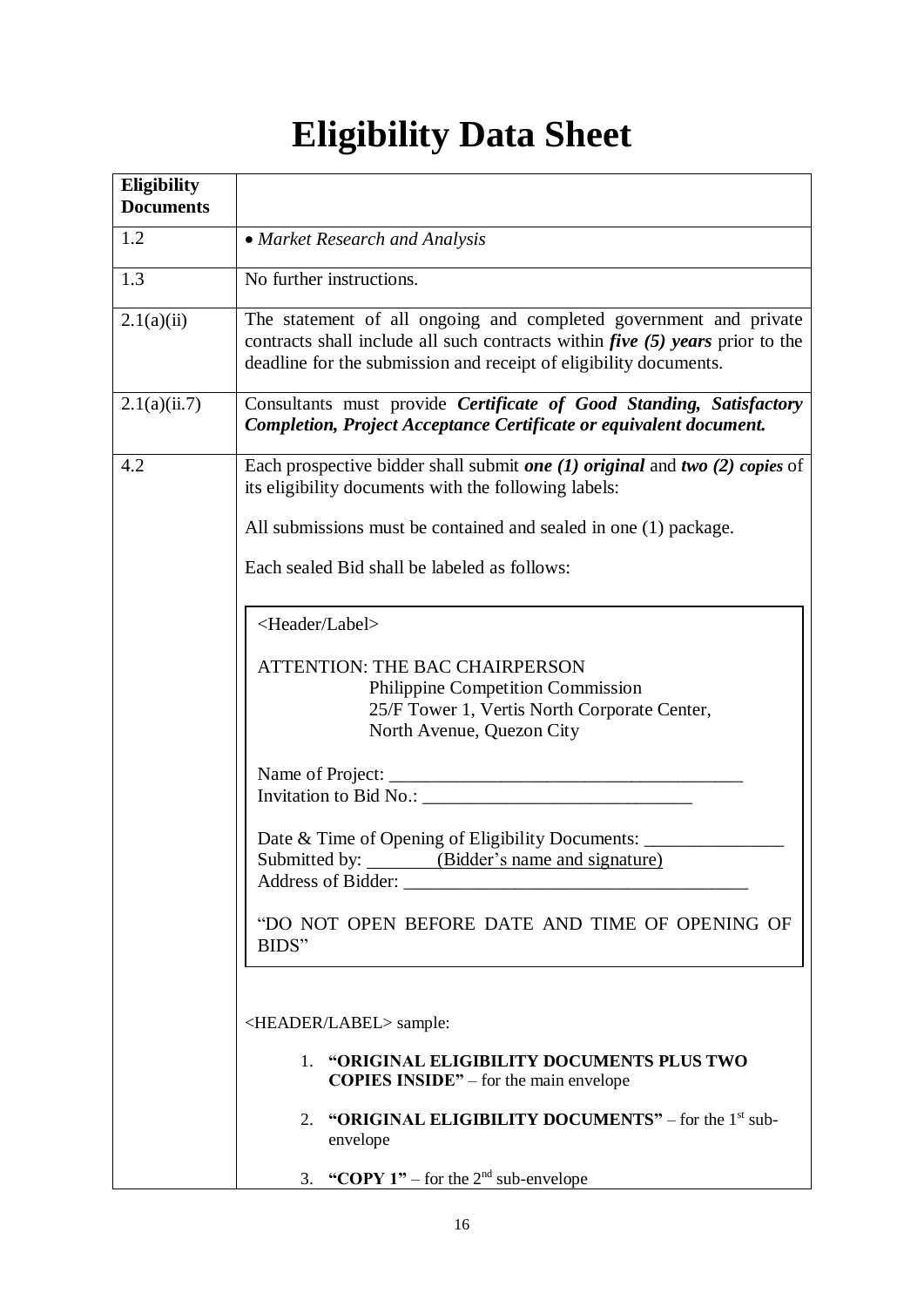# Eligibility Data Sheet

| Eligibility Documents | |
|---|---|
| 1.2 | • *Market Research and Analysis* |
| 1.3 | No further instructions. |
| 2.1(a)(ii) | The statement of all ongoing and completed government and private contracts shall include all such contracts within ***five (5) years*** prior to the deadline for the submission and receipt of eligibility documents. |
| 2.1(a)(ii.7) | Consultants must provide ***Certificate of Good Standing, Satisfactory Completion, Project Acceptance Certificate or equivalent document.*** |
| 4.2 | Each prospective bidder shall submit ***one (1) original*** and ***two (2) copies*** of its eligibility documents with the following labels:<br><br>All submissions must be contained and sealed in one (1) package.<br><br>Each sealed Bid shall be labeled as follows:<br><br><Header/Label><br><br>ATTENTION: THE BAC CHAIRPERSON<br>Philippine Competition Commission<br>25/F Tower 1, Vertis North Corporate Center,<br>North Avenue, Quezon City<br><br>Name of Project: ______________________________________<br>Invitation to Bid No.: _____________________________<br><br>Date & Time of Opening of Eligibility Documents: _______________<br>Submitted by: ________(Bidder's name and signature)<br>Address of Bidder: _____________________________________<br><br>"DO NOT OPEN BEFORE DATE AND TIME OF OPENING OF BIDS"<br><br><HEADER/LABEL> sample:<br><br>1. **"ORIGINAL ELIGIBILITY DOCUMENTS PLUS TWO COPIES INSIDE"** – for the main envelope<br>2. **"ORIGINAL ELIGIBILITY DOCUMENTS"** – for the 1st sub-envelope<br>3. **"COPY 1"** – for the 2nd sub-envelope |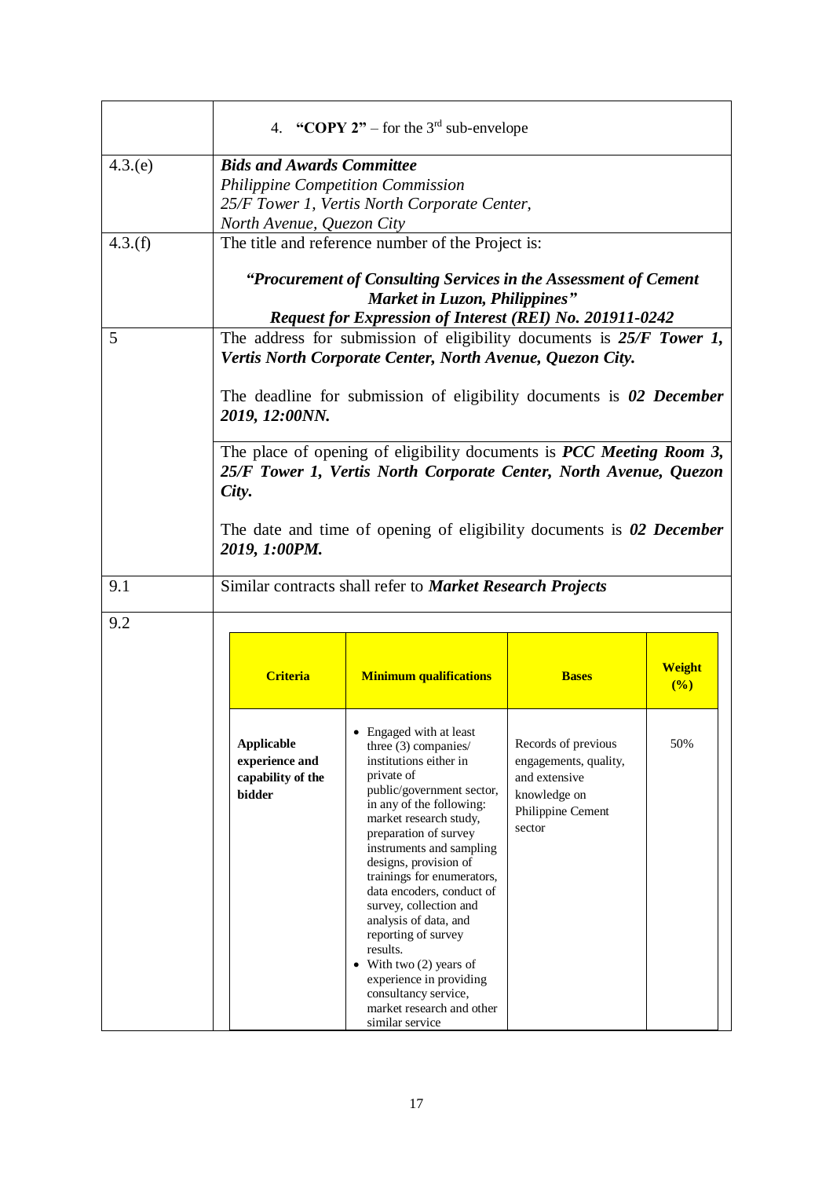| | |
|---|---|
| | 4. **"COPY 2"** – for the 3rd sub-envelope |
| 4.3.(e) | ***Bids and Awards Committee***<br>*Philippine Competition Commission*<br>*25/F Tower 1, Vertis North Corporate Center,*<br>*North Avenue, Quezon City* |
| 4.3.(f) | The title and reference number of the Project is:<br><br>***"Procurement of Consulting Services in the Assessment of Cement Market in Luzon, Philippines"***<br>***Request for Expression of Interest (REI) No. 201911-0242*** |
| 5 | The address for submission of eligibility documents is ***25/F Tower 1, Vertis North Corporate Center, North Avenue, Quezon City.***<br><br>The deadline for submission of eligibility documents is ***02 December 2019, 12:00NN.***<br><br>The place of opening of eligibility documents is ***PCC Meeting Room 3, 25/F Tower 1, Vertis North Corporate Center, North Avenue, Quezon City.***<br><br>The date and time of opening of eligibility documents is ***02 December 2019, 1:00PM.*** |
| 9.1 | Similar contracts shall refer to ***Market Research Projects*** |
| 9.2 | |

| **Criteria** | **Minimum qualifications** | **Bases** | **Weight (%)** |
|---|---|---|---|
| **Applicable experience and capability of the bidder** | • Engaged with at least three (3) companies/ institutions either in private of public/government sector, in any of the following: market research study, preparation of survey instruments and sampling designs, provision of trainings for enumerators, data encoders, conduct of survey, collection and analysis of data, and reporting of survey results.<br>• With two (2) years of experience in providing consultancy service, market research and other similar service | Records of previous engagements, quality, and extensive knowledge on Philippine Cement sector | 50% |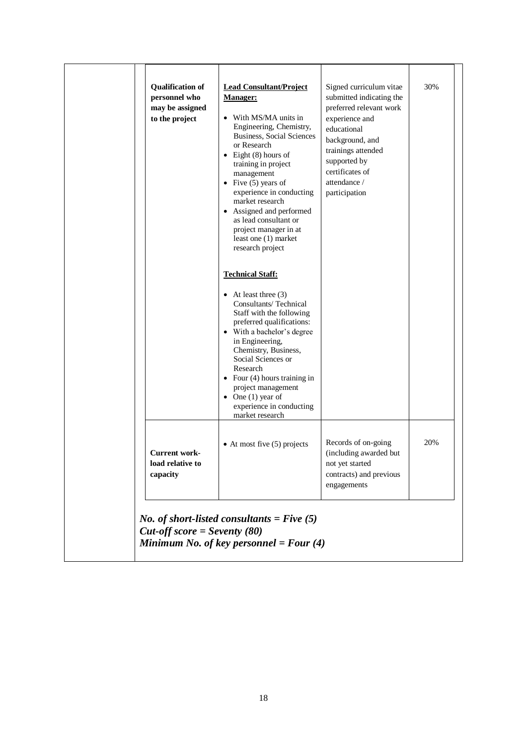| | | | |
|---|---|---|---|
| **Qualification of personnel who may be assigned to the project** | **Lead Consultant/Project Manager:**<br>• With MS/MA units in Engineering, Chemistry, Business, Social Sciences or Research<br>• Eight (8) hours of training in project management<br>• Five (5) years of experience in conducting market research<br>• Assigned and performed as lead consultant or project manager in at least one (1) market research project<br><br>**Technical Staff:**<br>• At least three (3) Consultants/ Technical Staff with the following preferred qualifications:<br>• With a bachelor's degree in Engineering, Chemistry, Business, Social Sciences or Research<br>• Four (4) hours training in project management<br>• One (1) year of experience in conducting market research | Signed curriculum vitae submitted indicating the preferred relevant work experience and educational background, and trainings attended supported by certificates of attendance / participation | 30% |
| **Current work-load relative to capacity** | • At most five (5) projects | Records of on-going (including awarded but not yet started contracts) and previous engagements | 20% |

***No. of short-listed consultants = Five (5)***
***Cut-off score = Seventy (80)***
***Minimum No. of key personnel = Four (4)***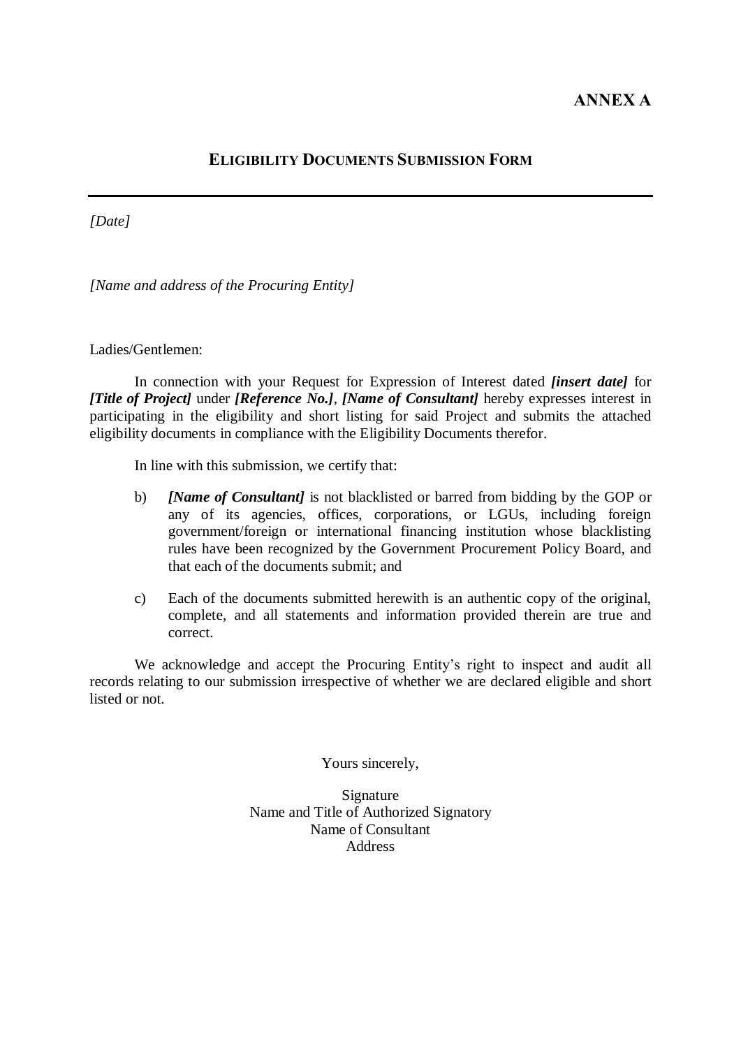**ANNEX A**

## ELIGIBILITY DOCUMENTS SUBMISSION FORM

---

*[Date]*

*[Name and address of the Procuring Entity]*

Ladies/Gentlemen:

In connection with your Request for Expression of Interest dated ***[insert date]*** for ***[Title of Project]*** under ***[Reference No.]***, ***[Name of Consultant]*** hereby expresses interest in participating in the eligibility and short listing for said Project and submits the attached eligibility documents in compliance with the Eligibility Documents therefor.

In line with this submission, we certify that:

b) ***[Name of Consultant]*** is not blacklisted or barred from bidding by the GOP or any of its agencies, offices, corporations, or LGUs, including foreign government/foreign or international financing institution whose blacklisting rules have been recognized by the Government Procurement Policy Board, and that each of the documents submit; and

c) Each of the documents submitted herewith is an authentic copy of the original, complete, and all statements and information provided therein are true and correct.

We acknowledge and accept the Procuring Entity's right to inspect and audit all records relating to our submission irrespective of whether we are declared eligible and short listed or not.

Yours sincerely,

Signature
Name and Title of Authorized Signatory
Name of Consultant
Address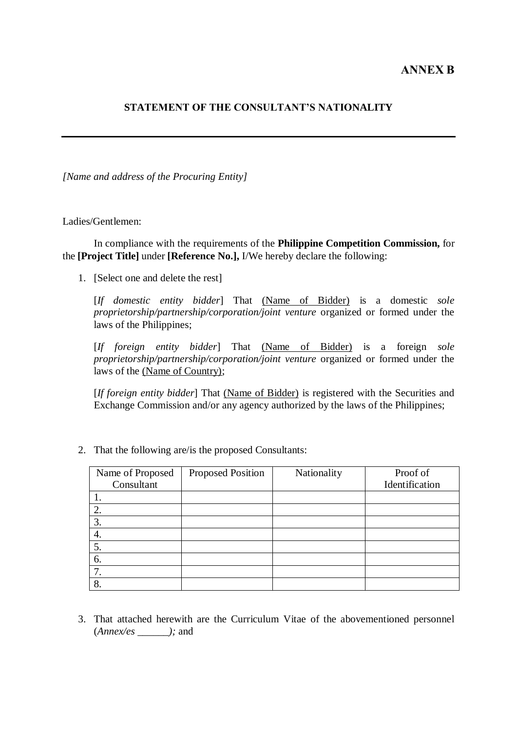**ANNEX B**

**STATEMENT OF THE CONSULTANT'S NATIONALITY**

---

*[Name and address of the Procuring Entity]*

Ladies/Gentlemen:

In compliance with the requirements of the **Philippine Competition Commission,** for the **[Project Title]** under **[Reference No.],** I/We hereby declare the following:

1. [Select one and delete the rest]

   [*If domestic entity bidder*] That <u>(Name of Bidder)</u> is a domestic *sole proprietorship/partnership/corporation/joint venture* organized or formed under the laws of the Philippines;

   [*If foreign entity bidder*] That <u>(Name of Bidder)</u> is a foreign *sole proprietorship/partnership/corporation/joint venture* organized or formed under the laws of the <u>(Name of Country);</u>

   [*If foreign entity bidder*] That <u>(Name of Bidder)</u> is registered with the Securities and Exchange Commission and/or any agency authorized by the laws of the Philippines;

2. That the following are/is the proposed Consultants:

| Name of Proposed Consultant | Proposed Position | Nationality | Proof of Identification |
|---|---|---|---|
| 1. | | | |
| 2. | | | |
| 3. | | | |
| 4. | | | |
| 5. | | | |
| 6. | | | |
| 7. | | | |
| 8. | | | |

3. That attached herewith are the Curriculum Vitae of the abovementioned personnel (*Annex/es ______);* and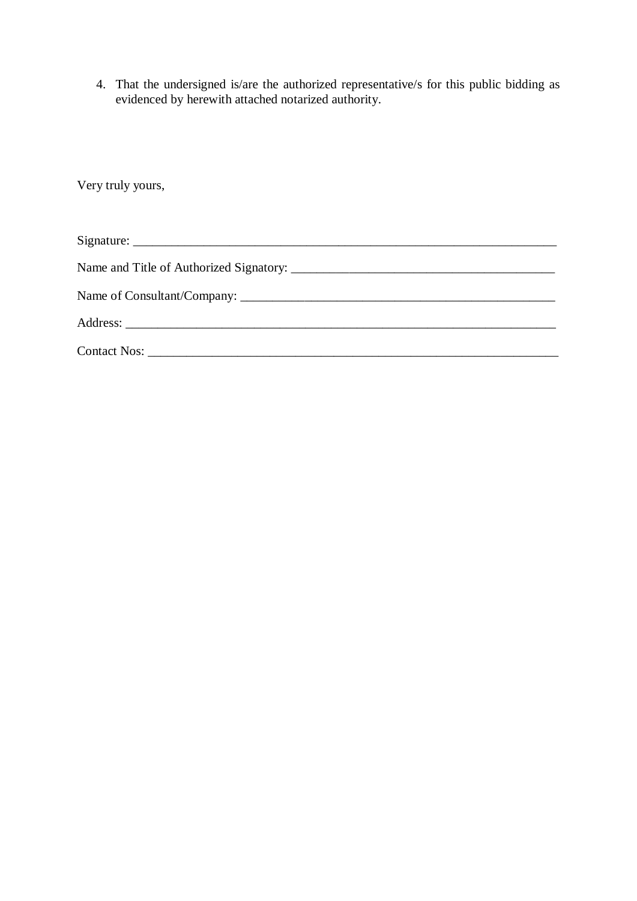4. That the undersigned is/are the authorized representative/s for this public bidding as evidenced by herewith attached notarized authority.

Very truly yours,

Signature: ______________________________________________________________________

Name and Title of Authorized Signatory: __________________________________________

Name of Consultant/Company: ___________________________________________________

Address: ______________________________________________________________________

Contact Nos: ___________________________________________________________________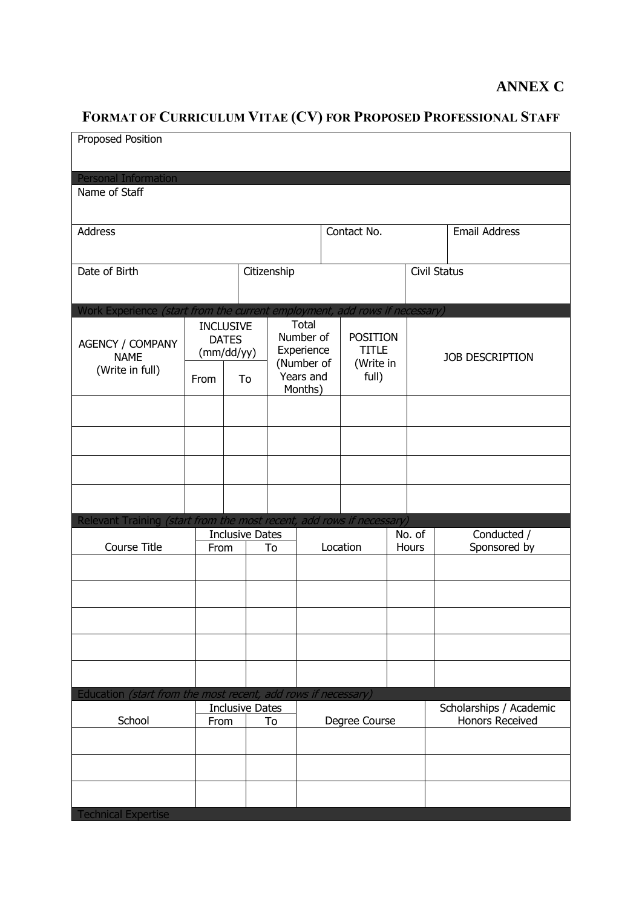**ANNEX C**

# FORMAT OF CURRICULUM VITAE (CV) FOR PROPOSED PROFESSIONAL STAFF

| Proposed Position |
|---|
| |

**Personal Information**

| Name of Staff | | |
|---|---|---|
| | | |
| Address | Contact No. | Email Address |
| | | |

| Date of Birth | Citizenship | Civil Status |
|---|---|---|
| | | |

**Work Experience** *(start from the current employment, add rows if necessary)*

| AGENCY / COMPANY NAME (Write in full) | INCLUSIVE DATES (mm/dd/yy) | | Total Number of Experience (Number of Years and Months) | POSITION TITLE (Write in full) | JOB DESCRIPTION |
|---|---|---|---|---|---|
| | From | To | | | |
| | | | | | |
| | | | | | |
| | | | | | |
| | | | | | |

**Relevant Training** *(start from the most recent, add rows if necessary)*

| Course Title | Inclusive Dates | | Location | No. of Hours | Conducted / Sponsored by |
|---|---|---|---|---|---|
| | From | To | | | |
| | | | | | |
| | | | | | |
| | | | | | |
| | | | | | |
| | | | | | |

**Education** *(start from the most recent, add rows if necessary)*

| School | Inclusive Dates | | Degree Course | Scholarships / Academic Honors Received |
|---|---|---|---|---|
| | From | To | | |
| | | | | |
| | | | | |
| | | | | |

**Technical Expertise**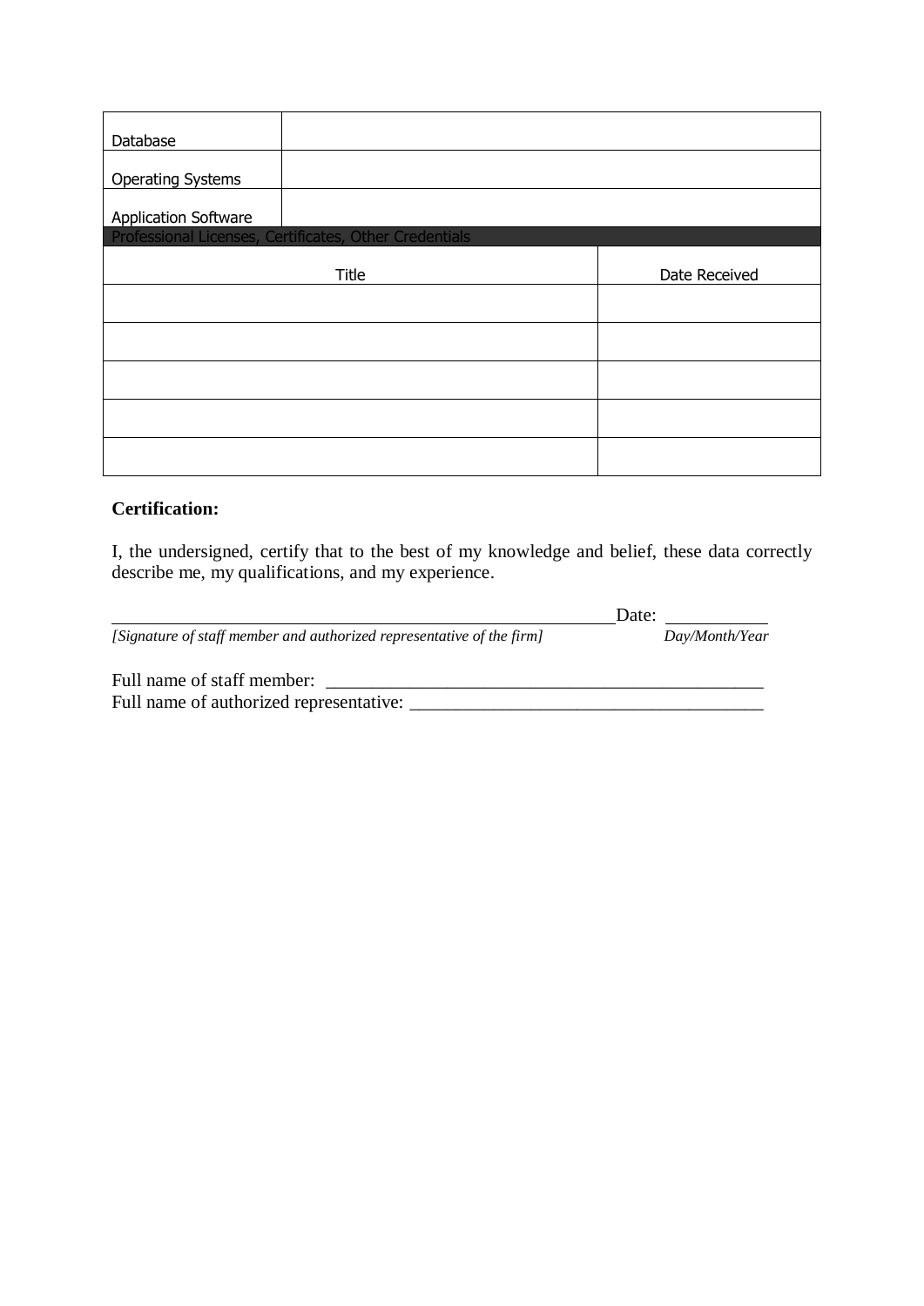| | |
|---|---|
| Database | |
| Operating Systems | |
| Application Software | |

| Professional Licenses, Certificates, Other Credentials | |
|---|---|
| Title | Date Received |
| | |
| | |
| | |
| | |
| | |

**Certification:**

I, the undersigned, certify that to the best of my knowledge and belief, these data correctly describe me, my qualifications, and my experience.

_______________________________________________________ Date: ___________

*[Signature of staff member and authorized representative of the firm]* *Day/Month/Year*

Full name of staff member: ______________________________________________

Full name of authorized representative: _______________________________________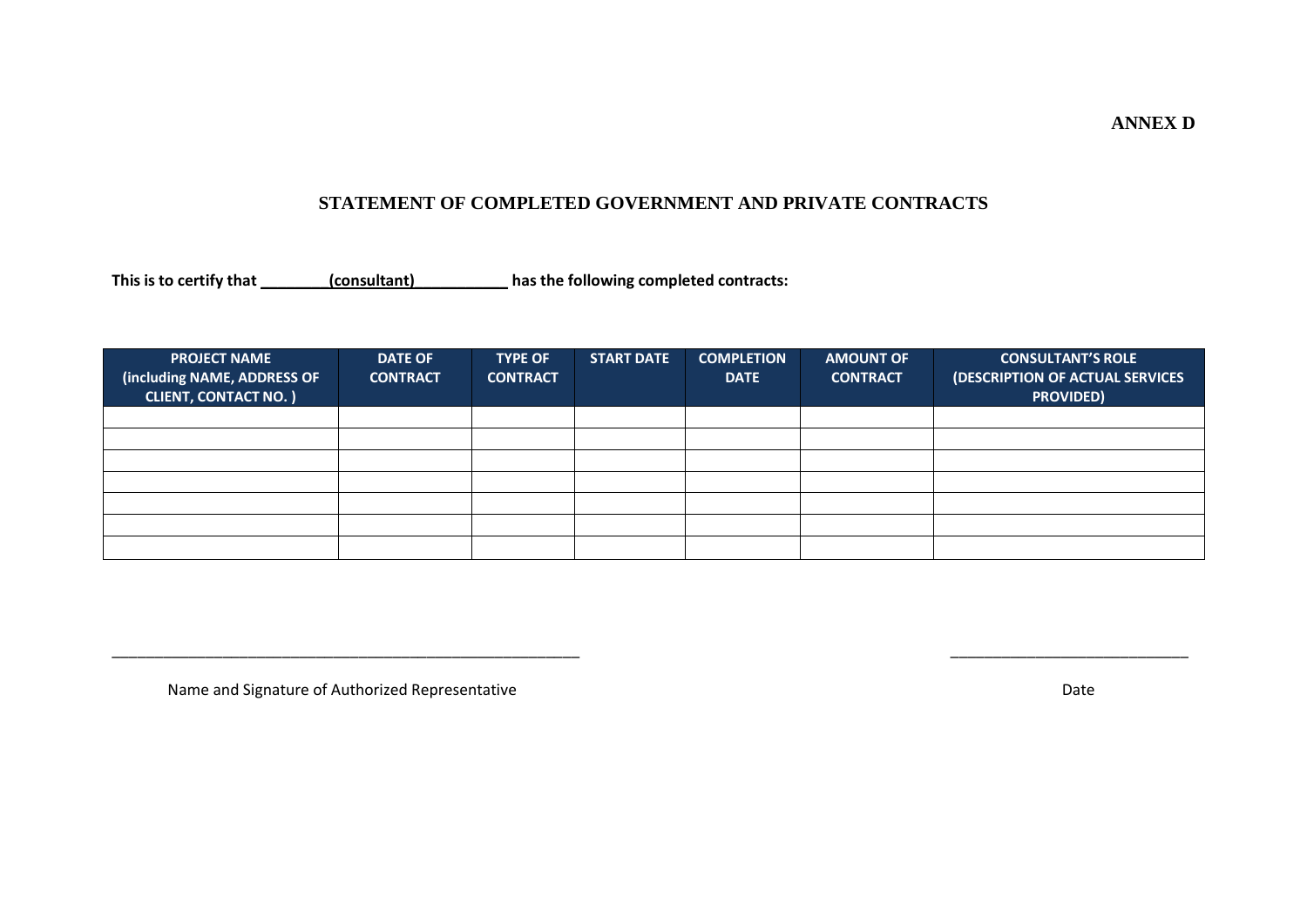**ANNEX D**

## STATEMENT OF COMPLETED GOVERNMENT AND PRIVATE CONTRACTS

**This is to certify that \_\_\_\_\_\_\_\_(consultant)\_\_\_\_\_\_\_\_\_\_\_ has the following completed contracts:**

| PROJECT NAME (including NAME, ADDRESS OF CLIENT, CONTACT NO. ) | DATE OF CONTRACT | TYPE OF CONTRACT | START DATE | COMPLETION DATE | AMOUNT OF CONTRACT | CONSULTANT'S ROLE (DESCRIPTION OF ACTUAL SERVICES PROVIDED) |
|---|---|---|---|---|---|---|
| | | | | | | |
| | | | | | | |
| | | | | | | |
| | | | | | | |
| | | | | | | |
| | | | | | | |
| | | | | | | |

\_\_\_\_\_\_\_\_\_\_\_\_\_\_\_\_\_\_\_\_\_\_\_\_\_\_\_\_\_\_\_\_\_\_\_\_\_\_\_\_\_\_\_\_\_\_\_\_\_\_\_\_\_\_\_\_\_\_
Name and Signature of Authorized Representative

\_\_\_\_\_\_\_\_\_\_\_\_\_\_\_\_\_\_\_\_\_\_\_\_\_\_\_\_\_\_
Date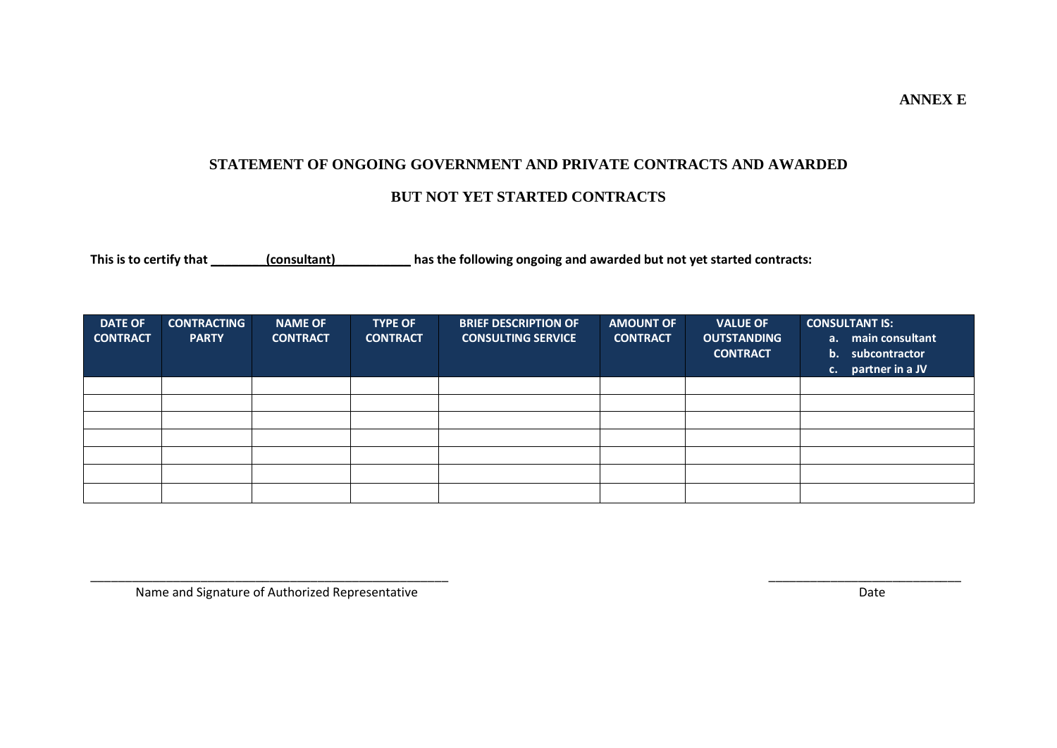**ANNEX E**

# STATEMENT OF ONGOING GOVERNMENT AND PRIVATE CONTRACTS AND AWARDED BUT NOT YET STARTED CONTRACTS

**This is to certify that ________(consultant)___________ has the following ongoing and awarded but not yet started contracts:**

| DATE OF CONTRACT | CONTRACTING PARTY | NAME OF CONTRACT | TYPE OF CONTRACT | BRIEF DESCRIPTION OF CONSULTING SERVICE | AMOUNT OF CONTRACT | VALUE OF OUTSTANDING CONTRACT | CONSULTANT IS: a. main consultant b. subcontractor c. partner in a JV |
|---|---|---|---|---|---|---|---|
| | | | | | | | |
| | | | | | | | |
| | | | | | | | |
| | | | | | | | |
| | | | | | | | |
| | | | | | | | |
| | | | | | | | |

_______________________________________________
Name and Signature of Authorized Representative

_____________________________
Date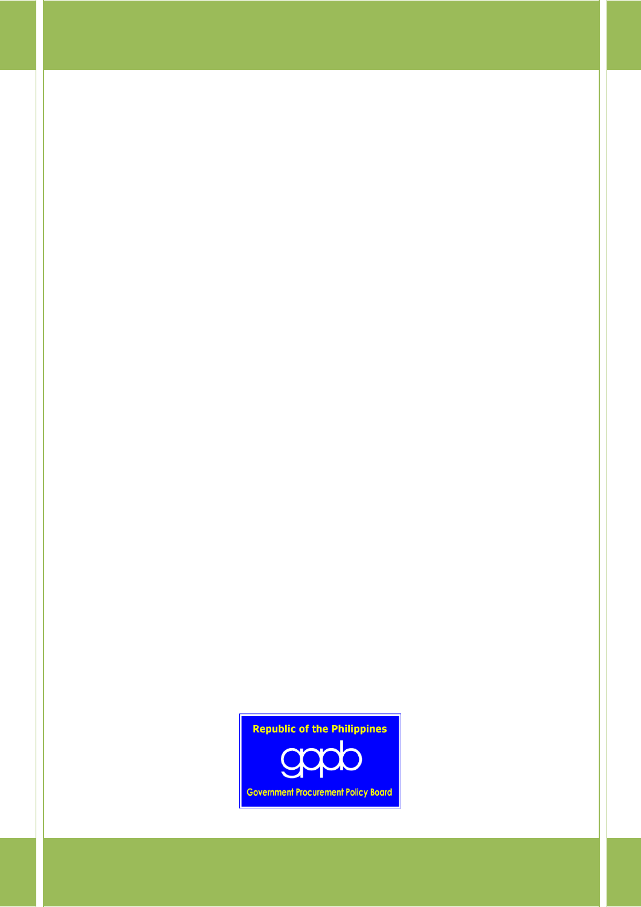Republic of the Philippines

gppb

Government Procurement Policy Board